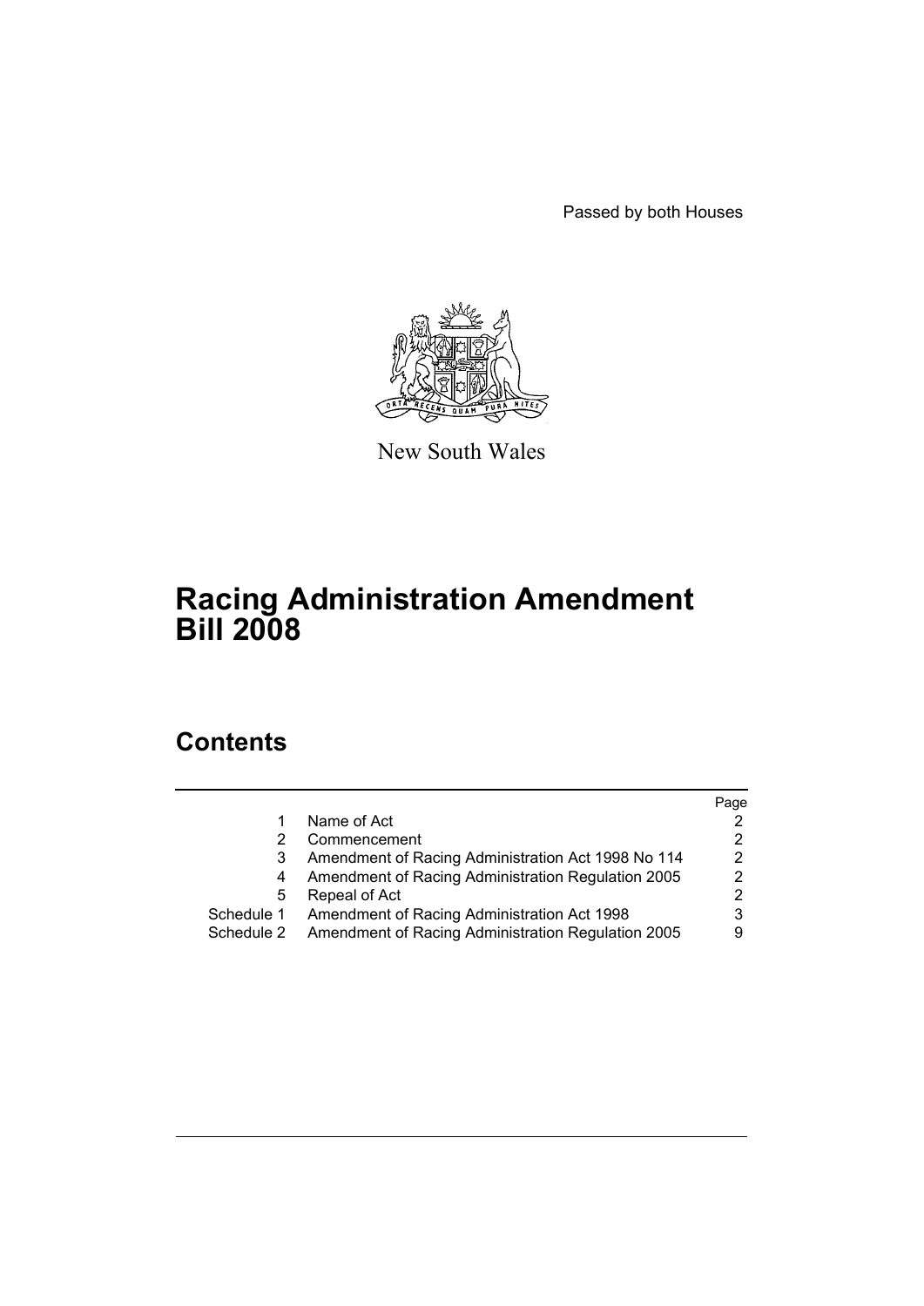Passed by both Houses

New South Wales

# Racing Administration Amendment Bill 2008

## Contents

| | | Page |
|---|---|---|
| 1 | Name of Act | 2 |
| 2 | Commencement | 2 |
| 3 | Amendment of Racing Administration Act 1998 No 114 | 2 |
| 4 | Amendment of Racing Administration Regulation 2005 | 2 |
| 5 | Repeal of Act | 2 |
| Schedule 1 | Amendment of Racing Administration Act 1998 | 3 |
| Schedule 2 | Amendment of Racing Administration Regulation 2005 | 9 |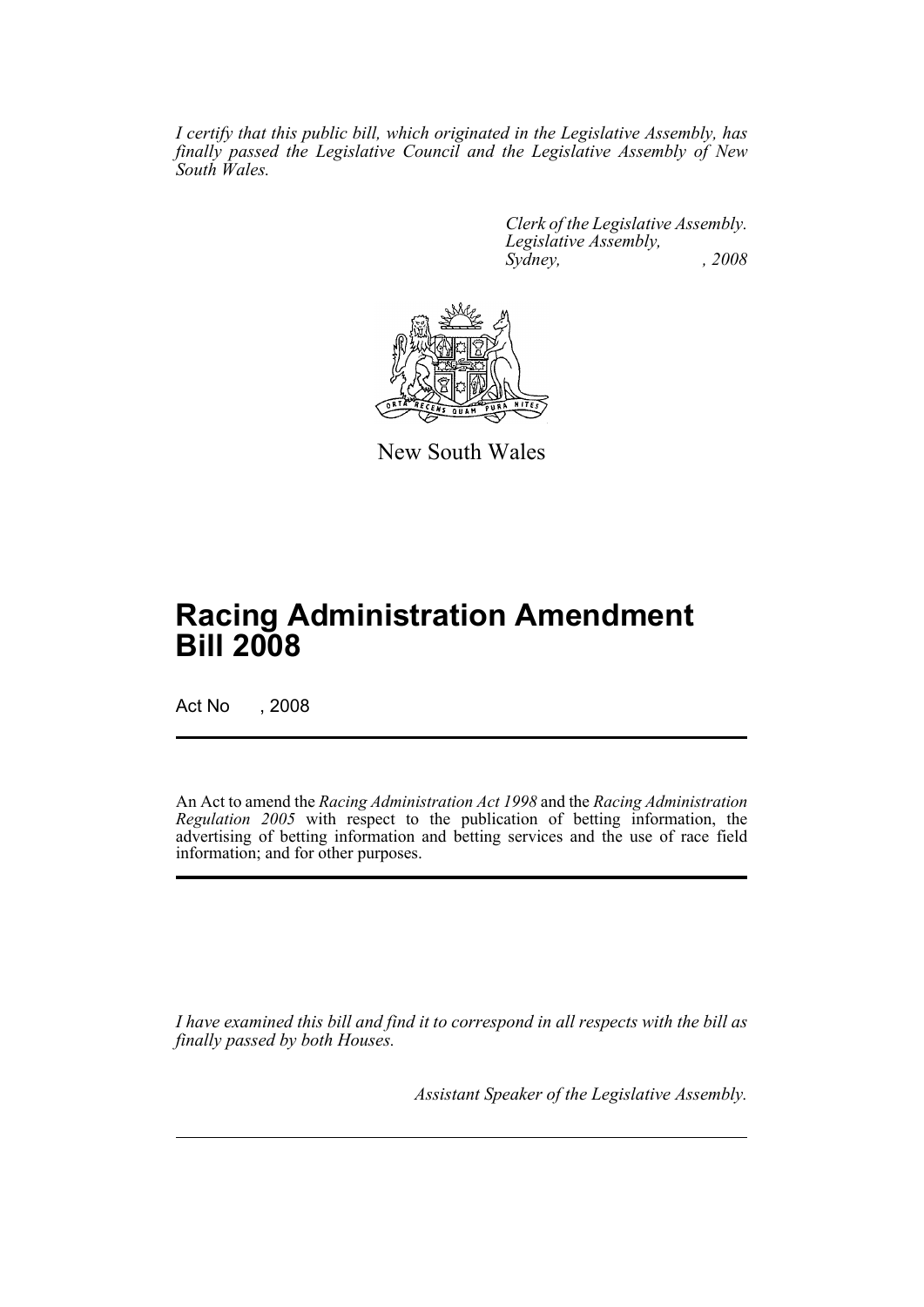*I certify that this public bill, which originated in the Legislative Assembly, has finally passed the Legislative Council and the Legislative Assembly of New South Wales.*

*Clerk of the Legislative Assembly.*
*Legislative Assembly,*
*Sydney, , 2008*

New South Wales

# Racing Administration Amendment Bill 2008

Act No , 2008

An Act to amend the *Racing Administration Act 1998* and the *Racing Administration Regulation 2005* with respect to the publication of betting information, the advertising of betting information and betting services and the use of race field information; and for other purposes.

*I have examined this bill and find it to correspond in all respects with the bill as finally passed by both Houses.*

*Assistant Speaker of the Legislative Assembly.*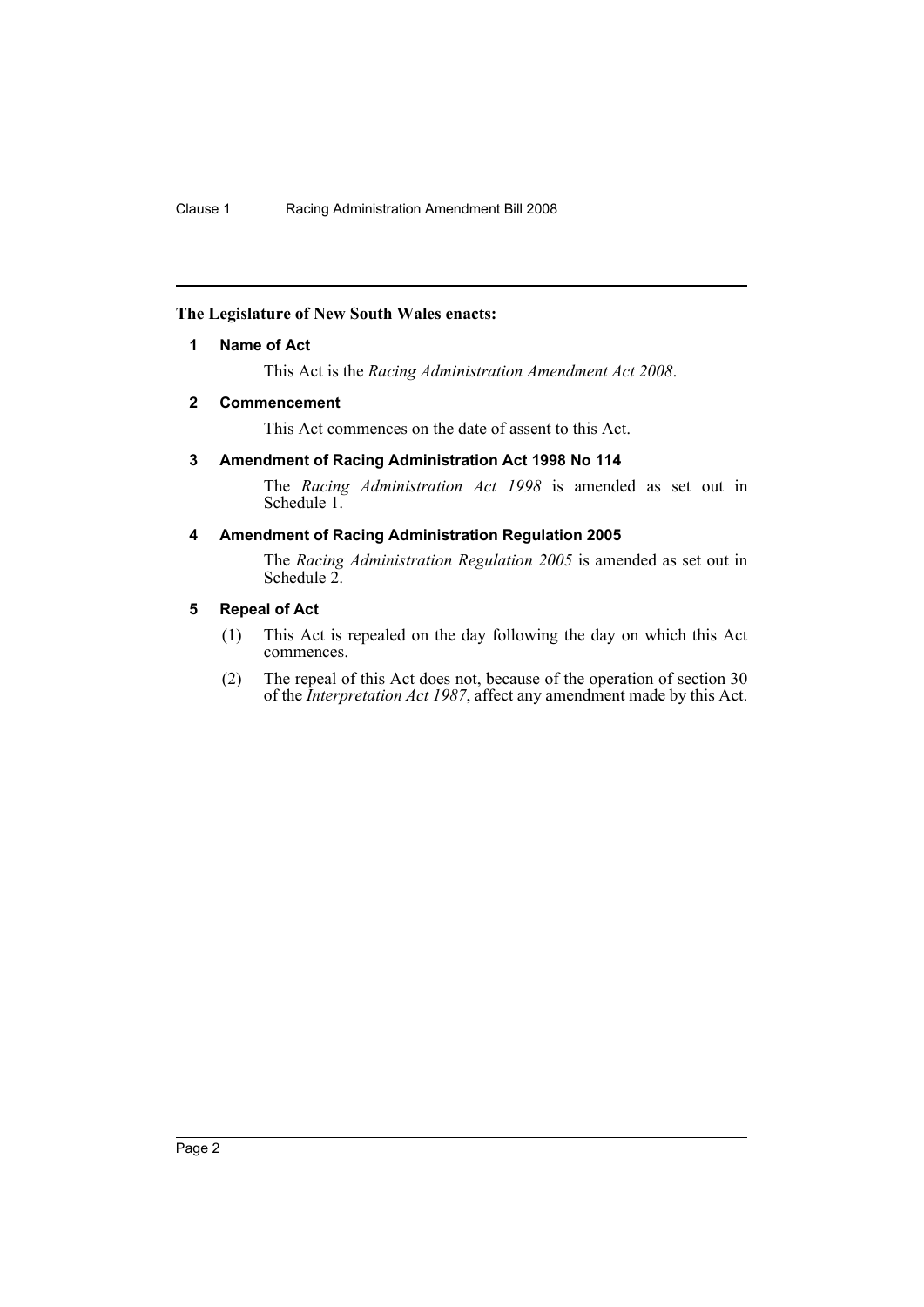**The Legislature of New South Wales enacts:**

### 1 Name of Act

This Act is the *Racing Administration Amendment Act 2008*.

### 2 Commencement

This Act commences on the date of assent to this Act.

### 3 Amendment of Racing Administration Act 1998 No 114

The *Racing Administration Act 1998* is amended as set out in Schedule 1.

### 4 Amendment of Racing Administration Regulation 2005

The *Racing Administration Regulation 2005* is amended as set out in Schedule 2.

### 5 Repeal of Act

(1) This Act is repealed on the day following the day on which this Act commences.

(2) The repeal of this Act does not, because of the operation of section 30 of the *Interpretation Act 1987*, affect any amendment made by this Act.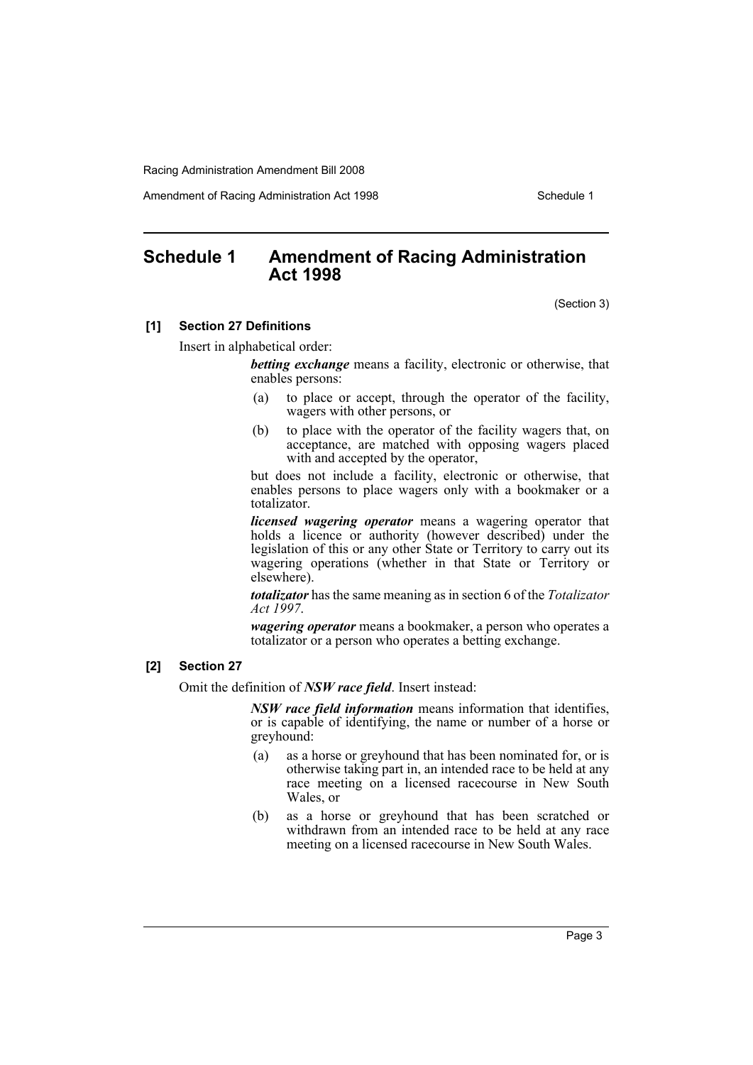# Schedule 1 Amendment of Racing Administration Act 1998

(Section 3)

**[1] Section 27 Definitions**

Insert in alphabetical order:

> ***betting exchange*** means a facility, electronic or otherwise, that enables persons:
>
> (a) to place or accept, through the operator of the facility, wagers with other persons, or
>
> (b) to place with the operator of the facility wagers that, on acceptance, are matched with opposing wagers placed with and accepted by the operator,
>
> but does not include a facility, electronic or otherwise, that enables persons to place wagers only with a bookmaker or a totalizator.
>
> ***licensed wagering operator*** means a wagering operator that holds a licence or authority (however described) under the legislation of this or any other State or Territory to carry out its wagering operations (whether in that State or Territory or elsewhere).
>
> ***totalizator*** has the same meaning as in section 6 of the *Totalizator Act 1997*.
>
> ***wagering operator*** means a bookmaker, a person who operates a totalizator or a person who operates a betting exchange.

**[2] Section 27**

Omit the definition of ***NSW race field***. Insert instead:

> ***NSW race field information*** means information that identifies, or is capable of identifying, the name or number of a horse or greyhound:
>
> (a) as a horse or greyhound that has been nominated for, or is otherwise taking part in, an intended race to be held at any race meeting on a licensed racecourse in New South Wales, or
>
> (b) as a horse or greyhound that has been scratched or withdrawn from an intended race to be held at any race meeting on a licensed racecourse in New South Wales.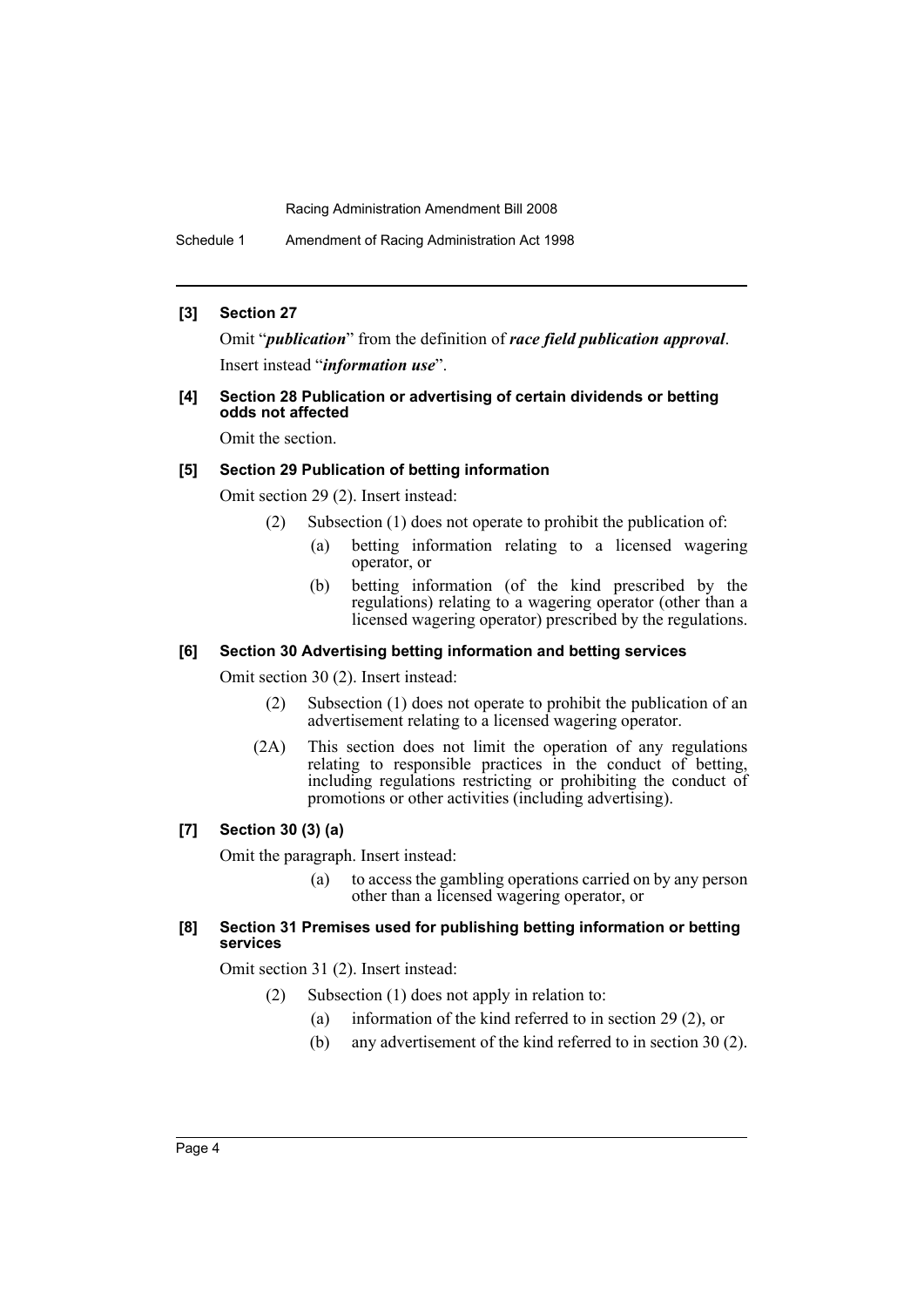**[3] Section 27**

Omit "***publication***" from the definition of ***race field publication approval***. Insert instead "***information use***".

**[4] Section 28 Publication or advertising of certain dividends or betting odds not affected**

Omit the section.

**[5] Section 29 Publication of betting information**

Omit section 29 (2). Insert instead:

(2) Subsection (1) does not operate to prohibit the publication of:

(a) betting information relating to a licensed wagering operator, or

(b) betting information (of the kind prescribed by the regulations) relating to a wagering operator (other than a licensed wagering operator) prescribed by the regulations.

**[6] Section 30 Advertising betting information and betting services**

Omit section 30 (2). Insert instead:

(2) Subsection (1) does not operate to prohibit the publication of an advertisement relating to a licensed wagering operator.

(2A) This section does not limit the operation of any regulations relating to responsible practices in the conduct of betting, including regulations restricting or prohibiting the conduct of promotions or other activities (including advertising).

**[7] Section 30 (3) (a)**

Omit the paragraph. Insert instead:

(a) to access the gambling operations carried on by any person other than a licensed wagering operator, or

**[8] Section 31 Premises used for publishing betting information or betting services**

Omit section 31 (2). Insert instead:

(2) Subsection (1) does not apply in relation to:

(a) information of the kind referred to in section 29 (2), or

(b) any advertisement of the kind referred to in section 30 (2).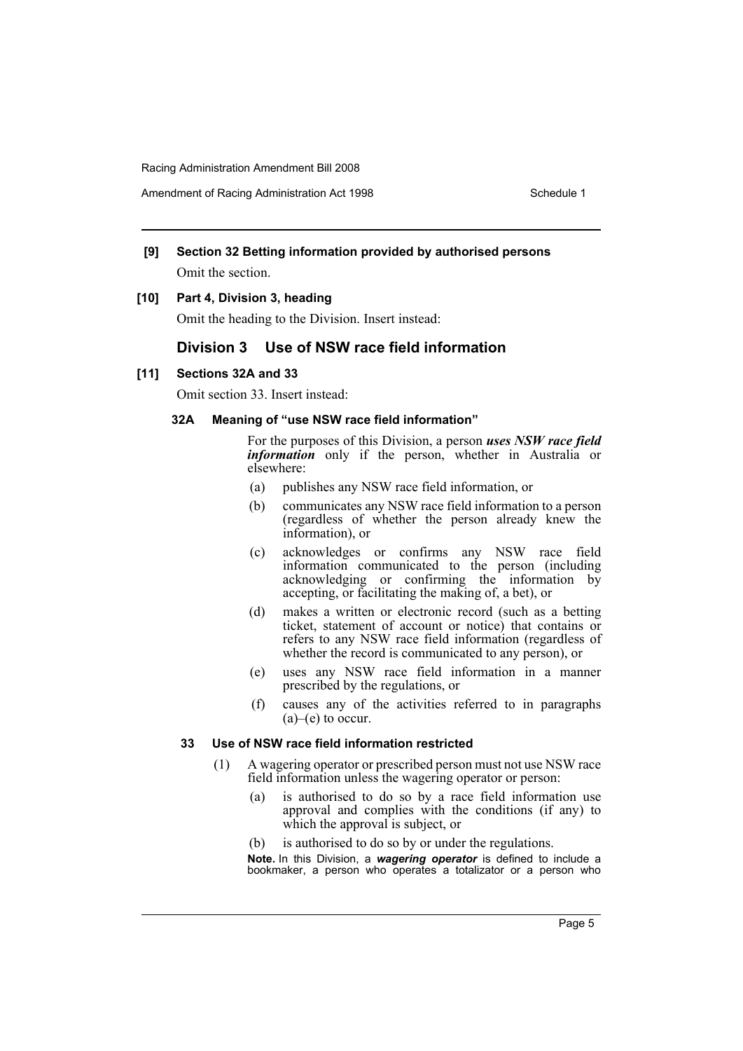**[9] Section 32 Betting information provided by authorised persons**

Omit the section.

**[10] Part 4, Division 3, heading**

Omit the heading to the Division. Insert instead:

## Division 3 Use of NSW race field information

**[11] Sections 32A and 33**

Omit section 33. Insert instead:

**32A Meaning of "use NSW race field information"**

For the purposes of this Division, a person ***uses NSW race field information*** only if the person, whether in Australia or elsewhere:

(a) publishes any NSW race field information, or

(b) communicates any NSW race field information to a person (regardless of whether the person already knew the information), or

(c) acknowledges or confirms any NSW race field information communicated to the person (including acknowledging or confirming the information by accepting, or facilitating the making of, a bet), or

(d) makes a written or electronic record (such as a betting ticket, statement of account or notice) that contains or refers to any NSW race field information (regardless of whether the record is communicated to any person), or

(e) uses any NSW race field information in a manner prescribed by the regulations, or

(f) causes any of the activities referred to in paragraphs (a)–(e) to occur.

**33 Use of NSW race field information restricted**

(1) A wagering operator or prescribed person must not use NSW race field information unless the wagering operator or person:

(a) is authorised to do so by a race field information use approval and complies with the conditions (if any) to which the approval is subject, or

(b) is authorised to do so by or under the regulations.

**Note.** In this Division, a ***wagering operator*** is defined to include a bookmaker, a person who operates a totalizator or a person who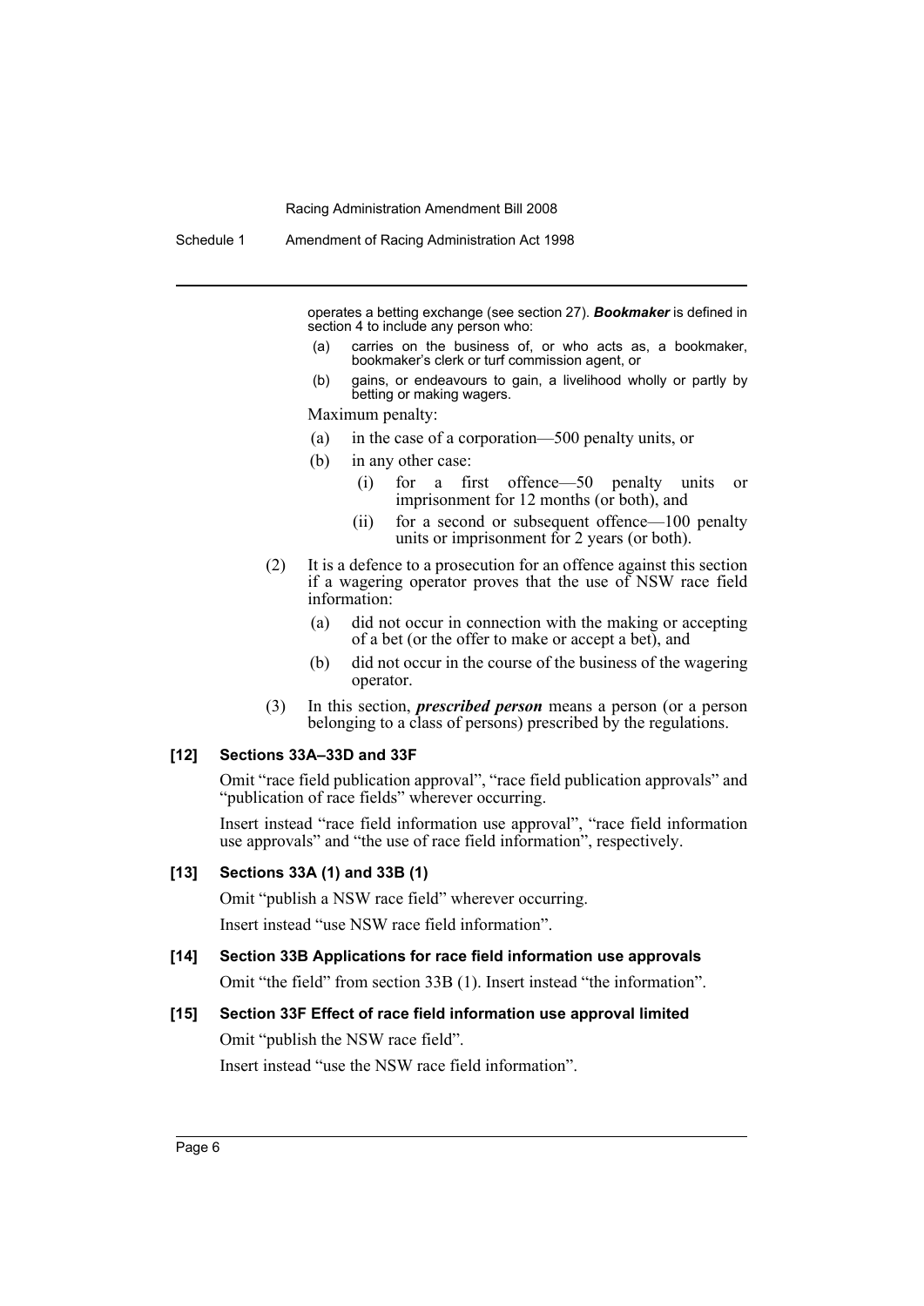operates a betting exchange (see section 27). ***Bookmaker*** is defined in section 4 to include any person who:

(a) carries on the business of, or who acts as, a bookmaker, bookmaker's clerk or turf commission agent, or

(b) gains, or endeavours to gain, a livelihood wholly or partly by betting or making wagers.

Maximum penalty:

(a) in the case of a corporation—500 penalty units, or

(b) in any other case:

(i) for a first offence—50 penalty units or imprisonment for 12 months (or both), and

(ii) for a second or subsequent offence—100 penalty units or imprisonment for 2 years (or both).

(2) It is a defence to a prosecution for an offence against this section if a wagering operator proves that the use of NSW race field information:

(a) did not occur in connection with the making or accepting of a bet (or the offer to make or accept a bet), and

(b) did not occur in the course of the business of the wagering operator.

(3) In this section, ***prescribed person*** means a person (or a person belonging to a class of persons) prescribed by the regulations.

#### [12] Sections 33A–33D and 33F

Omit "race field publication approval", "race field publication approvals" and "publication of race fields" wherever occurring.

Insert instead "race field information use approval", "race field information use approvals" and "the use of race field information", respectively.

#### [13] Sections 33A (1) and 33B (1)

Omit "publish a NSW race field" wherever occurring.

Insert instead "use NSW race field information".

#### [14] Section 33B Applications for race field information use approvals

Omit "the field" from section 33B (1). Insert instead "the information".

#### [15] Section 33F Effect of race field information use approval limited

Omit "publish the NSW race field".

Insert instead "use the NSW race field information".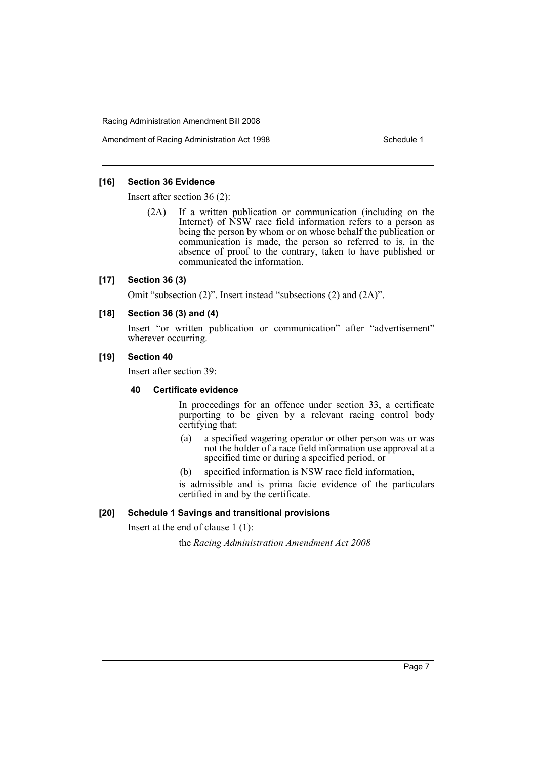### [16] Section 36 Evidence

Insert after section 36 (2):

> (2A) If a written publication or communication (including on the Internet) of NSW race field information refers to a person as being the person by whom or on whose behalf the publication or communication is made, the person so referred to is, in the absence of proof to the contrary, taken to have published or communicated the information.

### [17] Section 36 (3)

Omit "subsection (2)". Insert instead "subsections (2) and (2A)".

### [18] Section 36 (3) and (4)

Insert "or written publication or communication" after "advertisement" wherever occurring.

### [19] Section 40

Insert after section 39:

> **40 Certificate evidence**
>
> In proceedings for an offence under section 33, a certificate purporting to be given by a relevant racing control body certifying that:
>
> (a) a specified wagering operator or other person was or was not the holder of a race field information use approval at a specified time or during a specified period, or
>
> (b) specified information is NSW race field information,
>
> is admissible and is prima facie evidence of the particulars certified in and by the certificate.

### [20] Schedule 1 Savings and transitional provisions

Insert at the end of clause 1 (1):

> the *Racing Administration Amendment Act 2008*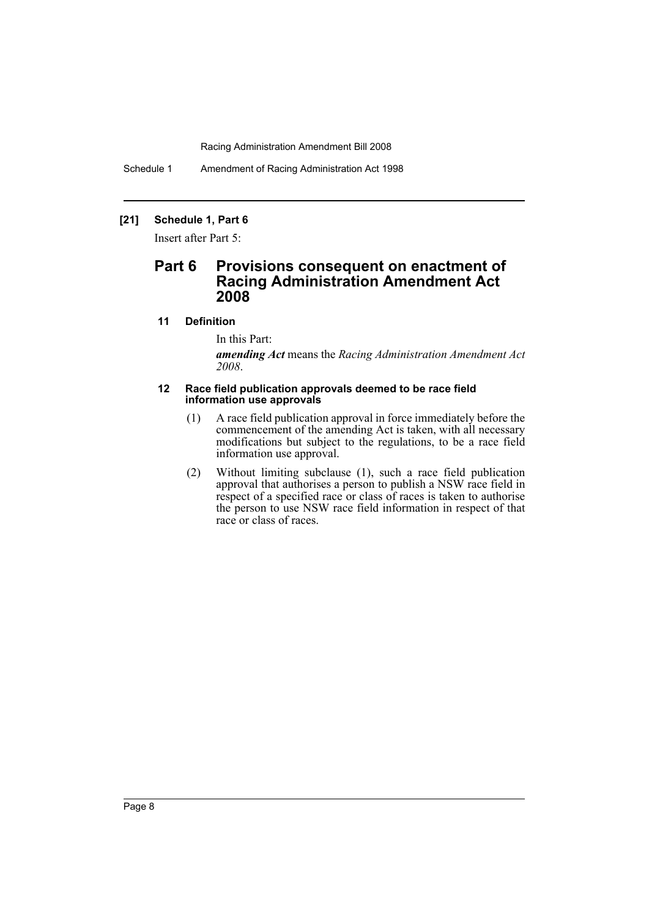**[21] Schedule 1, Part 6**

Insert after Part 5:

## Part 6 Provisions consequent on enactment of Racing Administration Amendment Act 2008

### 11 Definition

In this Part:

***amending Act*** means the *Racing Administration Amendment Act 2008*.

### 12 Race field publication approvals deemed to be race field information use approvals

(1) A race field publication approval in force immediately before the commencement of the amending Act is taken, with all necessary modifications but subject to the regulations, to be a race field information use approval.

(2) Without limiting subclause (1), such a race field publication approval that authorises a person to publish a NSW race field in respect of a specified race or class of races is taken to authorise the person to use NSW race field information in respect of that race or class of races.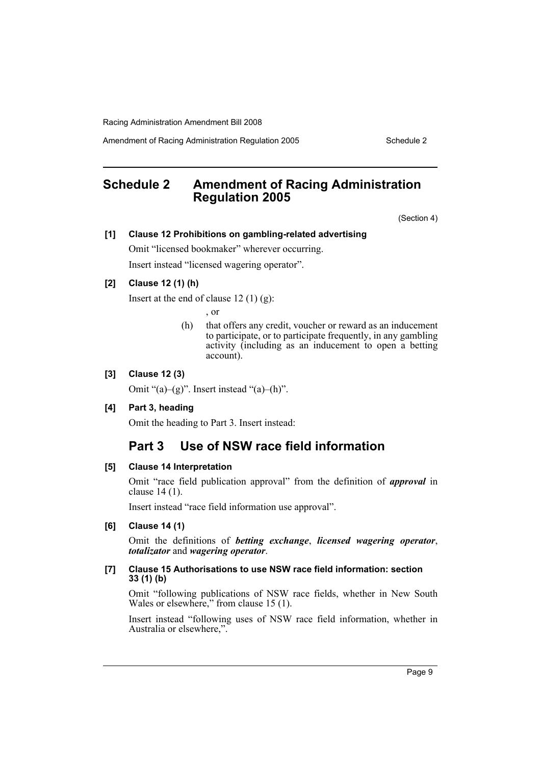# Schedule 2 Amendment of Racing Administration Regulation 2005

(Section 4)

**[1] Clause 12 Prohibitions on gambling-related advertising**

Omit "licensed bookmaker" wherever occurring.

Insert instead "licensed wagering operator".

**[2] Clause 12 (1) (h)**

Insert at the end of clause 12 (1) (g):

, or

(h) that offers any credit, voucher or reward as an inducement to participate, or to participate frequently, in any gambling activity (including as an inducement to open a betting account).

**[3] Clause 12 (3)**

Omit "(a)–(g)". Insert instead "(a)–(h)".

**[4] Part 3, heading**

Omit the heading to Part 3. Insert instead:

## Part 3 Use of NSW race field information

**[5] Clause 14 Interpretation**

Omit "race field publication approval" from the definition of ***approval*** in clause 14 (1).

Insert instead "race field information use approval".

**[6] Clause 14 (1)**

Omit the definitions of ***betting exchange***, ***licensed wagering operator***, ***totalizator*** and ***wagering operator***.

**[7] Clause 15 Authorisations to use NSW race field information: section 33 (1) (b)**

Omit "following publications of NSW race fields, whether in New South Wales or elsewhere," from clause 15 (1).

Insert instead "following uses of NSW race field information, whether in Australia or elsewhere,".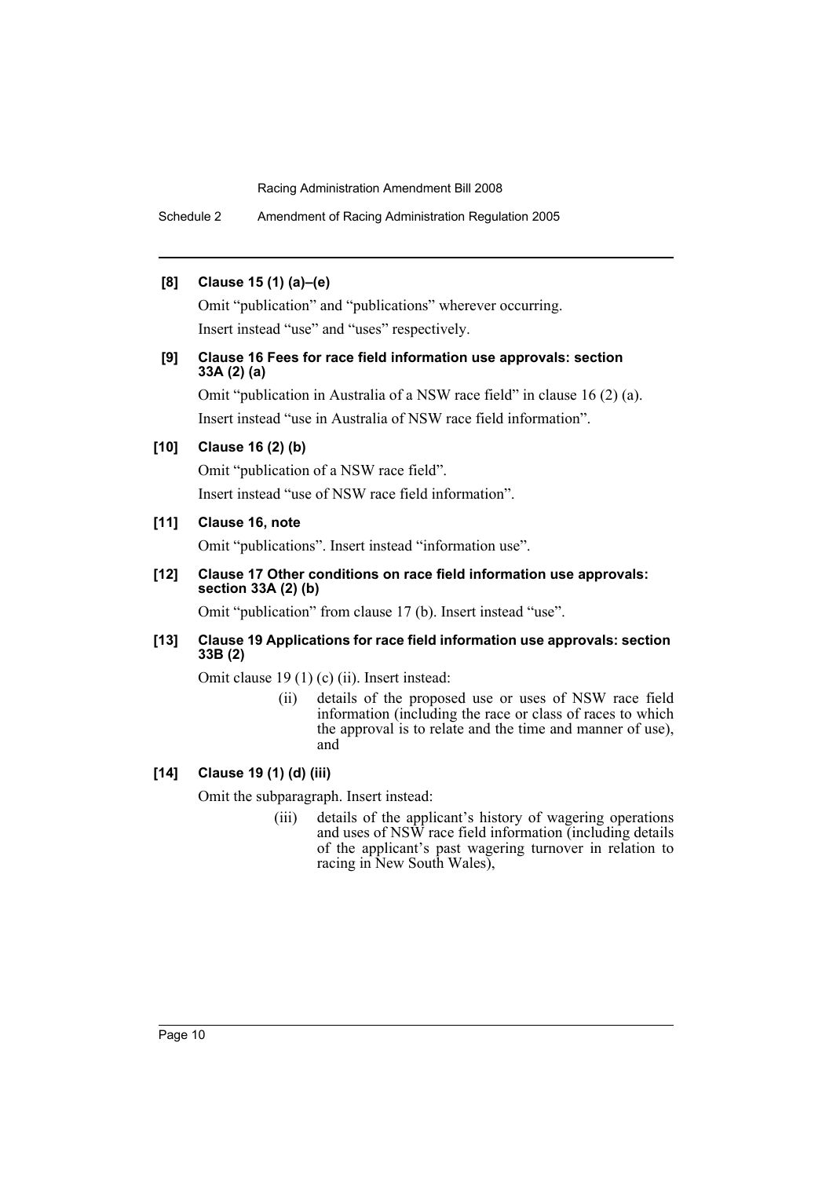**[8] Clause 15 (1) (a)–(e)**

Omit "publication" and "publications" wherever occurring.

Insert instead "use" and "uses" respectively.

**[9] Clause 16 Fees for race field information use approvals: section 33A (2) (a)**

Omit "publication in Australia of a NSW race field" in clause 16 (2) (a).

Insert instead "use in Australia of NSW race field information".

**[10] Clause 16 (2) (b)**

Omit "publication of a NSW race field".

Insert instead "use of NSW race field information".

**[11] Clause 16, note**

Omit "publications". Insert instead "information use".

**[12] Clause 17 Other conditions on race field information use approvals: section 33A (2) (b)**

Omit "publication" from clause 17 (b). Insert instead "use".

**[13] Clause 19 Applications for race field information use approvals: section 33B (2)**

Omit clause 19 (1) (c) (ii). Insert instead:

> (ii) details of the proposed use or uses of NSW race field information (including the race or class of races to which the approval is to relate and the time and manner of use), and

**[14] Clause 19 (1) (d) (iii)**

Omit the subparagraph. Insert instead:

> (iii) details of the applicant's history of wagering operations and uses of NSW race field information (including details of the applicant's past wagering turnover in relation to racing in New South Wales),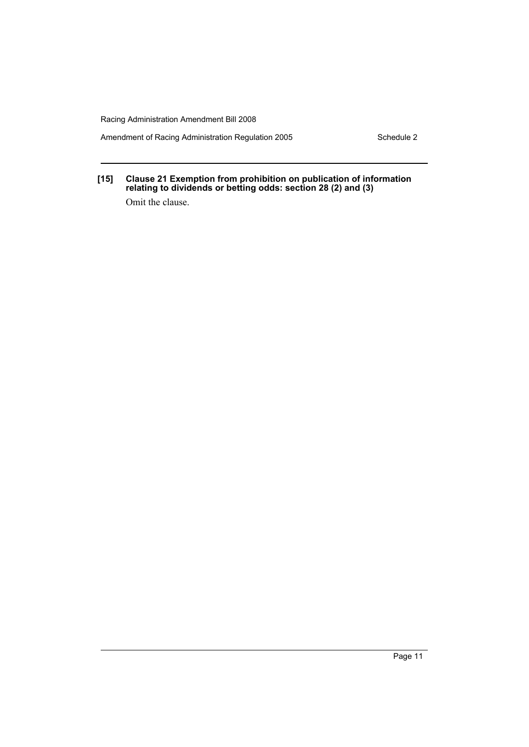**[15] Clause 21 Exemption from prohibition on publication of information relating to dividends or betting odds: section 28 (2) and (3)**

Omit the clause.